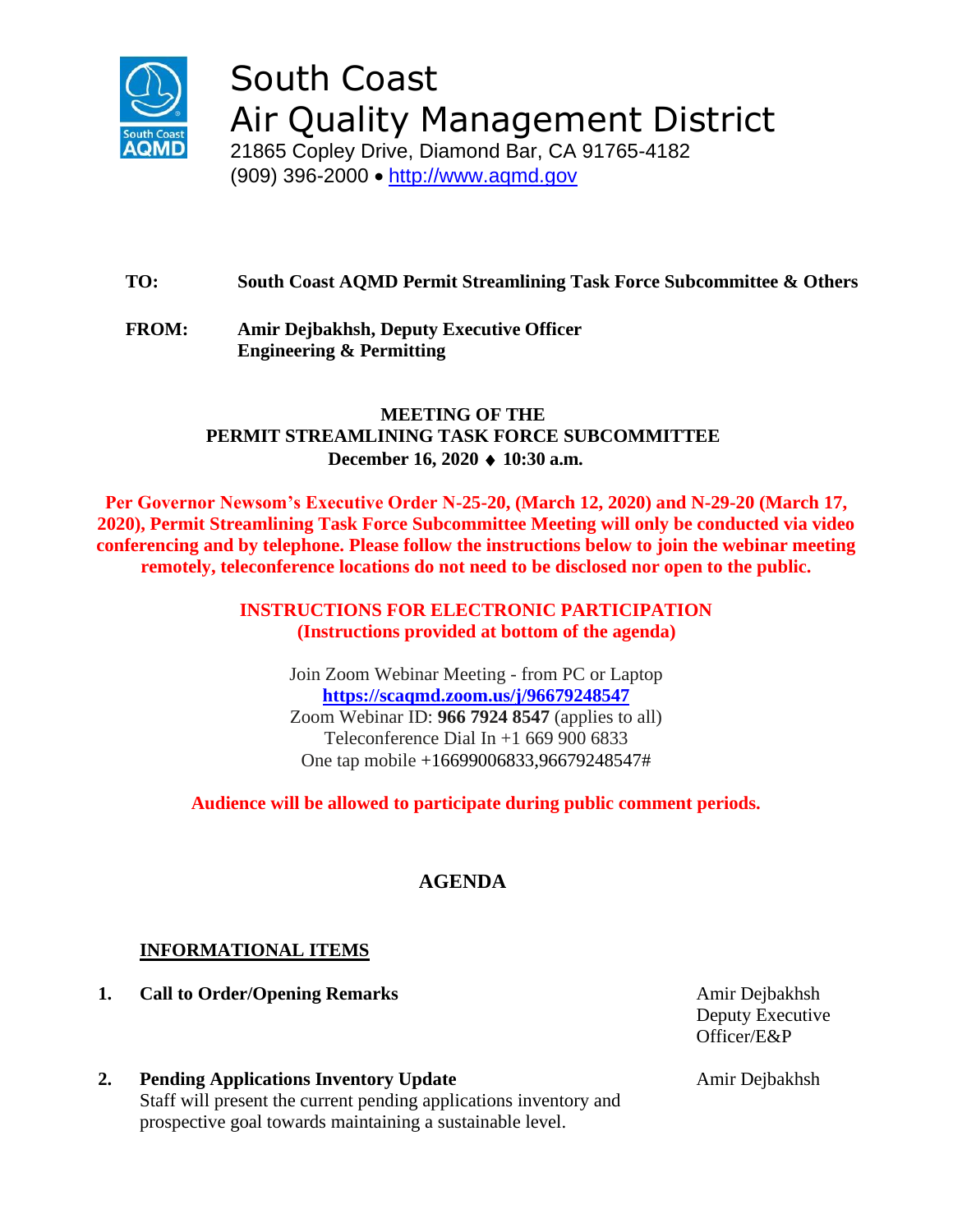# South Coast Air Quality Management District

21865 Copley Drive, Diamond Bar, CA 91765-4182
(909) 396-2000 • http://www.aqmd.gov

**TO:** **South Coast AQMD Permit Streamlining Task Force Subcommittee & Others**

**FROM:** **Amir Dejbakhsh, Deputy Executive Officer**
**Engineering & Permitting**

**MEETING OF THE**
**PERMIT STREAMLINING TASK FORCE SUBCOMMITTEE**
**December 16, 2020 ♦ 10:30 a.m.**

**Per Governor Newsom's Executive Order N-25-20, (March 12, 2020) and N-29-20 (March 17, 2020), Permit Streamlining Task Force Subcommittee Meeting will only be conducted via video conferencing and by telephone. Please follow the instructions below to join the webinar meeting remotely, teleconference locations do not need to be disclosed nor open to the public.**

**INSTRUCTIONS FOR ELECTRONIC PARTICIPATION**
**(Instructions provided at bottom of the agenda)**

Join Zoom Webinar Meeting - from PC or Laptop
**https://scaqmd.zoom.us/j/96679248547**
Zoom Webinar ID: **966 7924 8547** (applies to all)
Teleconference Dial In +1 669 900 6833
One tap mobile +16699006833,96679248547#

**Audience will be allowed to participate during public comment periods.**

## AGENDA

### INFORMATIONAL ITEMS

1. **Call to Order/Opening Remarks** — Amir Dejbakhsh, Deputy Executive Officer/E&P

2. **Pending Applications Inventory Update** — Amir Dejbakhsh
   Staff will present the current pending applications inventory and prospective goal towards maintaining a sustainable level.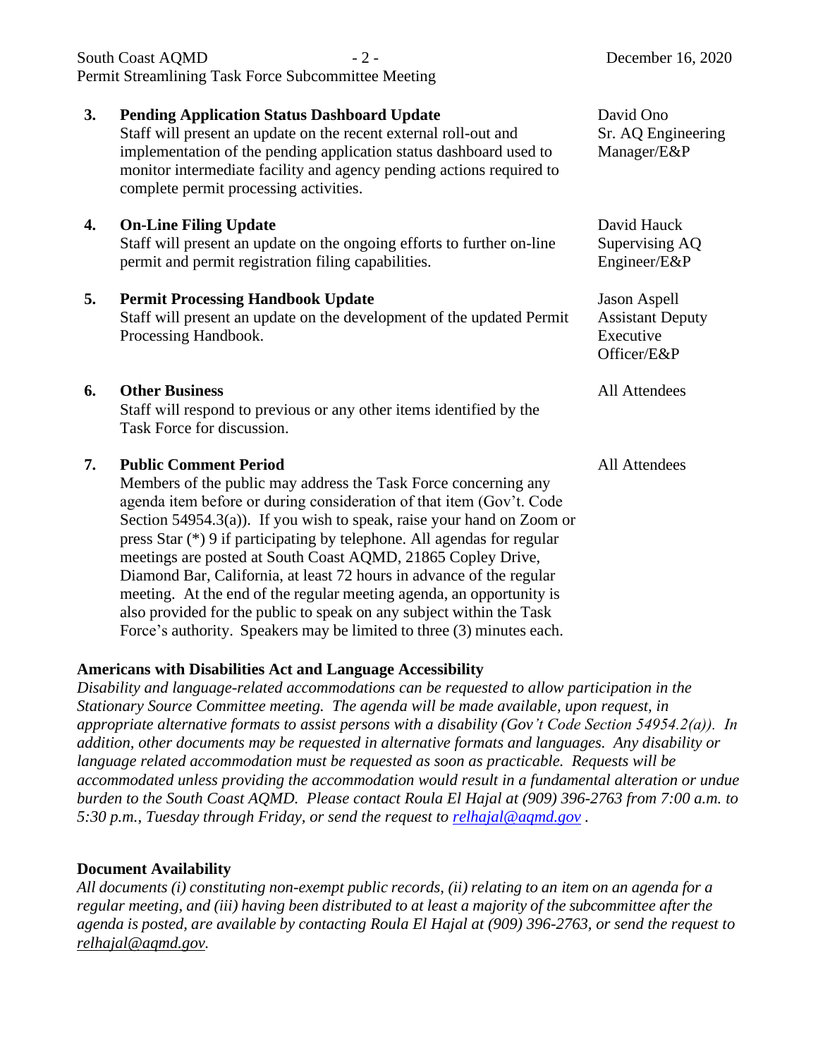3. **Pending Application Status Dashboard Update** — David Ono, Sr. AQ Engineering Manager/E&P

   Staff will present an update on the recent external roll-out and implementation of the pending application status dashboard used to monitor intermediate facility and agency pending actions required to complete permit processing activities.

4. **On-Line Filing Update** — David Hauck, Supervising AQ Engineer/E&P

   Staff will present an update on the ongoing efforts to further on-line permit and permit registration filing capabilities.

5. **Permit Processing Handbook Update** — Jason Aspell, Assistant Deputy Executive Officer/E&P

   Staff will present an update on the development of the updated Permit Processing Handbook.

6. **Other Business** — All Attendees

   Staff will respond to previous or any other items identified by the Task Force for discussion.

7. **Public Comment Period** — All Attendees

   Members of the public may address the Task Force concerning any agenda item before or during consideration of that item (Gov't. Code Section 54954.3(a)). If you wish to speak, raise your hand on Zoom or press Star (*) 9 if participating by telephone. All agendas for regular meetings are posted at South Coast AQMD, 21865 Copley Drive, Diamond Bar, California, at least 72 hours in advance of the regular meeting. At the end of the regular meeting agenda, an opportunity is also provided for the public to speak on any subject within the Task Force's authority. Speakers may be limited to three (3) minutes each.

**Americans with Disabilities Act and Language Accessibility**

*Disability and language-related accommodations can be requested to allow participation in the Stationary Source Committee meeting. The agenda will be made available, upon request, in appropriate alternative formats to assist persons with a disability (Gov't Code Section 54954.2(a)). In addition, other documents may be requested in alternative formats and languages. Any disability or language related accommodation must be requested as soon as practicable. Requests will be accommodated unless providing the accommodation would result in a fundamental alteration or undue burden to the South Coast AQMD. Please contact Roula El Hajal at (909) 396-2763 from 7:00 a.m. to 5:30 p.m., Tuesday through Friday, or send the request to relhajal@aqmd.gov .*

**Document Availability**

*All documents (i) constituting non-exempt public records, (ii) relating to an item on an agenda for a regular meeting, and (iii) having been distributed to at least a majority of the subcommittee after the agenda is posted, are available by contacting Roula El Hajal at (909) 396-2763, or send the request to relhajal@aqmd.gov.*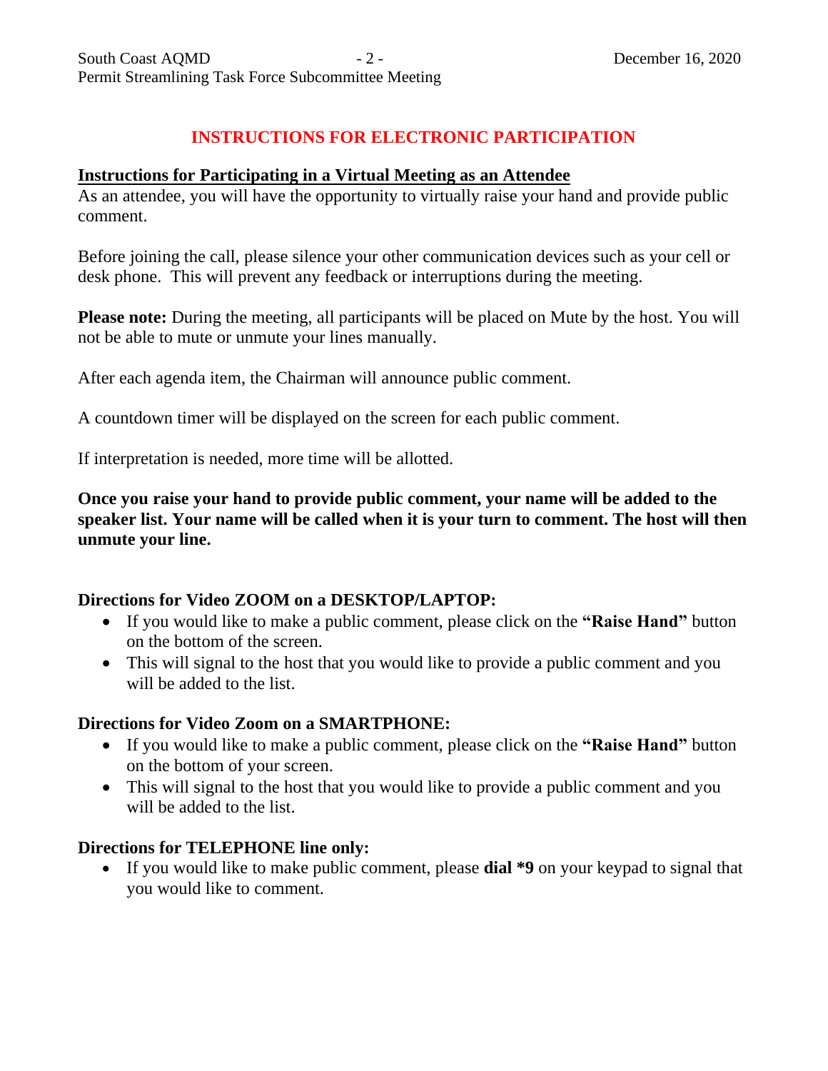## INSTRUCTIONS FOR ELECTRONIC PARTICIPATION

### Instructions for Participating in a Virtual Meeting as an Attendee

As an attendee, you will have the opportunity to virtually raise your hand and provide public comment.

Before joining the call, please silence your other communication devices such as your cell or desk phone. This will prevent any feedback or interruptions during the meeting.

**Please note:** During the meeting, all participants will be placed on Mute by the host. You will not be able to mute or unmute your lines manually.

After each agenda item, the Chairman will announce public comment.

A countdown timer will be displayed on the screen for each public comment.

If interpretation is needed, more time will be allotted.

**Once you raise your hand to provide public comment, your name will be added to the speaker list. Your name will be called when it is your turn to comment. The host will then unmute your line.**

### Directions for Video ZOOM on a DESKTOP/LAPTOP:

- If you would like to make a public comment, please click on the **"Raise Hand"** button on the bottom of the screen.
- This will signal to the host that you would like to provide a public comment and you will be added to the list.

### Directions for Video Zoom on a SMARTPHONE:

- If you would like to make a public comment, please click on the **"Raise Hand"** button on the bottom of your screen.
- This will signal to the host that you would like to provide a public comment and you will be added to the list.

### Directions for TELEPHONE line only:

- If you would like to make public comment, please **dial *9** on your keypad to signal that you would like to comment.